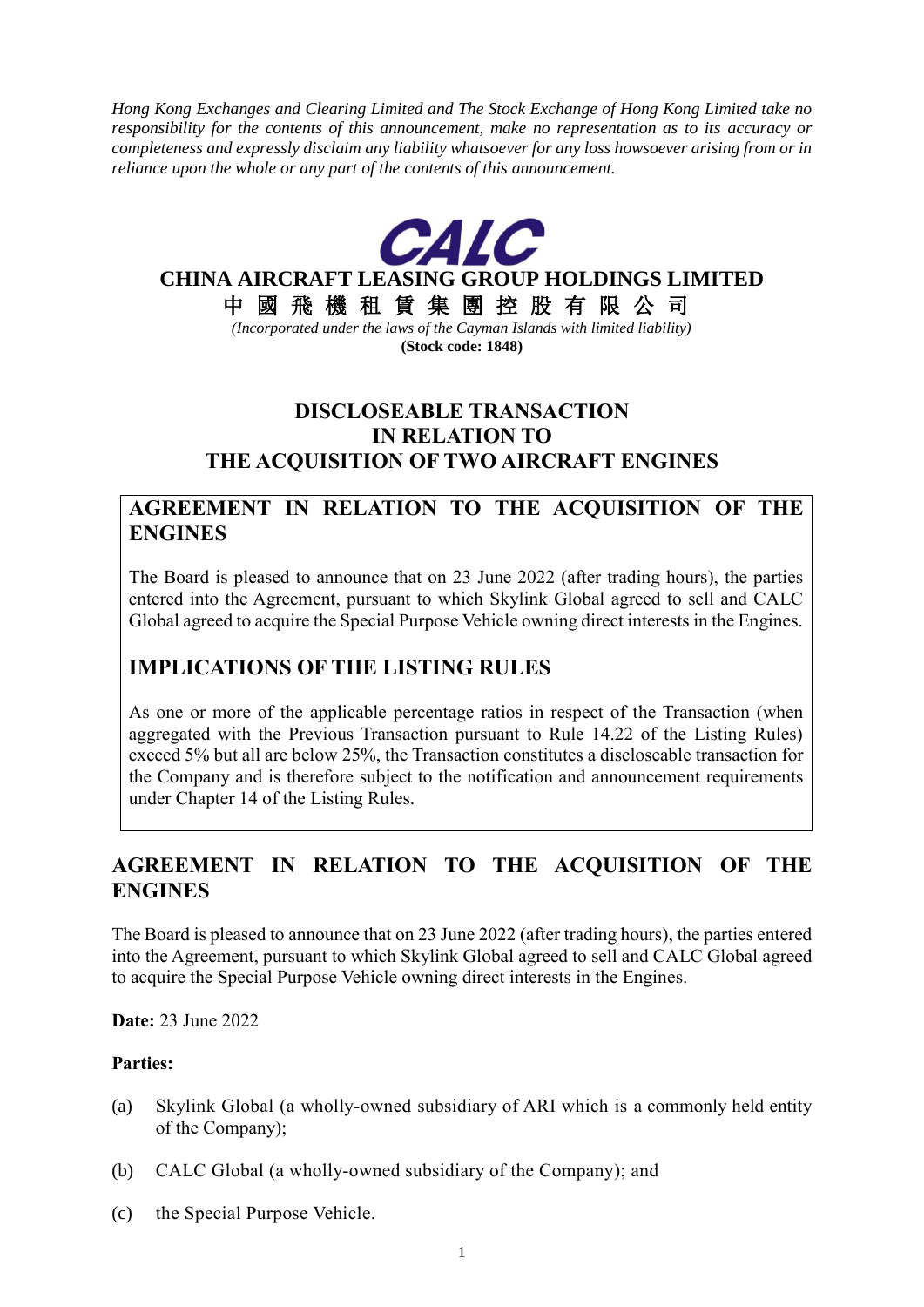*Hong Kong Exchanges and Clearing Limited and The Stock Exchange of Hong Kong Limited take no responsibility for the contents of this announcement, make no representation as to its accuracy or completeness and expressly disclaim any liability whatsoever for any loss howsoever arising from or in reliance upon the whole or any part of the contents of this announcement.*

**CALC**

**CHINA AIRCRAFT LEASING GROUP HOLDINGS LIMITED**

**中 國 飛 機 租 賃 集 團 控 股 有 限 公 司**

*(Incorporated under the laws of the Cayman Islands with limited liability)*

**(Stock code: 1848)**

# DISCLOSEABLE TRANSACTION IN RELATION TO THE ACQUISITION OF TWO AIRCRAFT ENGINES

## AGREEMENT IN RELATION TO THE ACQUISITION OF THE ENGINES

The Board is pleased to announce that on 23 June 2022 (after trading hours), the parties entered into the Agreement, pursuant to which Skylink Global agreed to sell and CALC Global agreed to acquire the Special Purpose Vehicle owning direct interests in the Engines.

## IMPLICATIONS OF THE LISTING RULES

As one or more of the applicable percentage ratios in respect of the Transaction (when aggregated with the Previous Transaction pursuant to Rule 14.22 of the Listing Rules) exceed 5% but all are below 25%, the Transaction constitutes a discloseable transaction for the Company and is therefore subject to the notification and announcement requirements under Chapter 14 of the Listing Rules.

## AGREEMENT IN RELATION TO THE ACQUISITION OF THE ENGINES

The Board is pleased to announce that on 23 June 2022 (after trading hours), the parties entered into the Agreement, pursuant to which Skylink Global agreed to sell and CALC Global agreed to acquire the Special Purpose Vehicle owning direct interests in the Engines.

**Date:** 23 June 2022

**Parties:**

(a) Skylink Global (a wholly-owned subsidiary of ARI which is a commonly held entity of the Company);

(b) CALC Global (a wholly-owned subsidiary of the Company); and

(c) the Special Purpose Vehicle.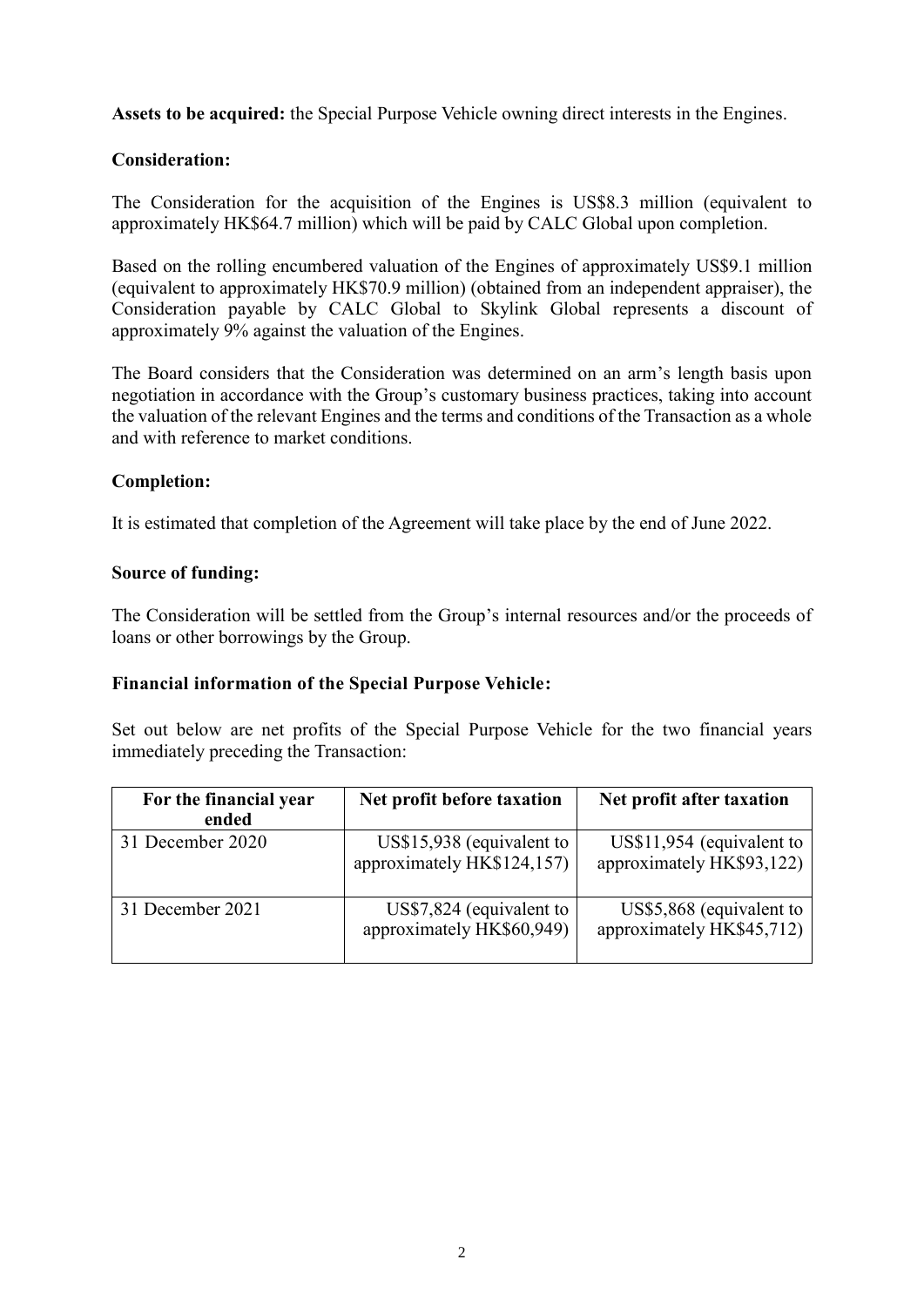**Assets to be acquired:** the Special Purpose Vehicle owning direct interests in the Engines.

**Consideration:**

The Consideration for the acquisition of the Engines is US$8.3 million (equivalent to approximately HK$64.7 million) which will be paid by CALC Global upon completion.

Based on the rolling encumbered valuation of the Engines of approximately US$9.1 million (equivalent to approximately HK$70.9 million) (obtained from an independent appraiser), the Consideration payable by CALC Global to Skylink Global represents a discount of approximately 9% against the valuation of the Engines.

The Board considers that the Consideration was determined on an arm's length basis upon negotiation in accordance with the Group's customary business practices, taking into account the valuation of the relevant Engines and the terms and conditions of the Transaction as a whole and with reference to market conditions.

**Completion:**

It is estimated that completion of the Agreement will take place by the end of June 2022.

**Source of funding:**

The Consideration will be settled from the Group's internal resources and/or the proceeds of loans or other borrowings by the Group.

**Financial information of the Special Purpose Vehicle:**

Set out below are net profits of the Special Purpose Vehicle for the two financial years immediately preceding the Transaction:

| For the financial year ended | Net profit before taxation | Net profit after taxation |
|---|---|---|
| 31 December 2020 | US$15,938 (equivalent to approximately HK$124,157) | US$11,954 (equivalent to approximately HK$93,122) |
| 31 December 2021 | US$7,824 (equivalent to approximately HK$60,949) | US$5,868 (equivalent to approximately HK$45,712) |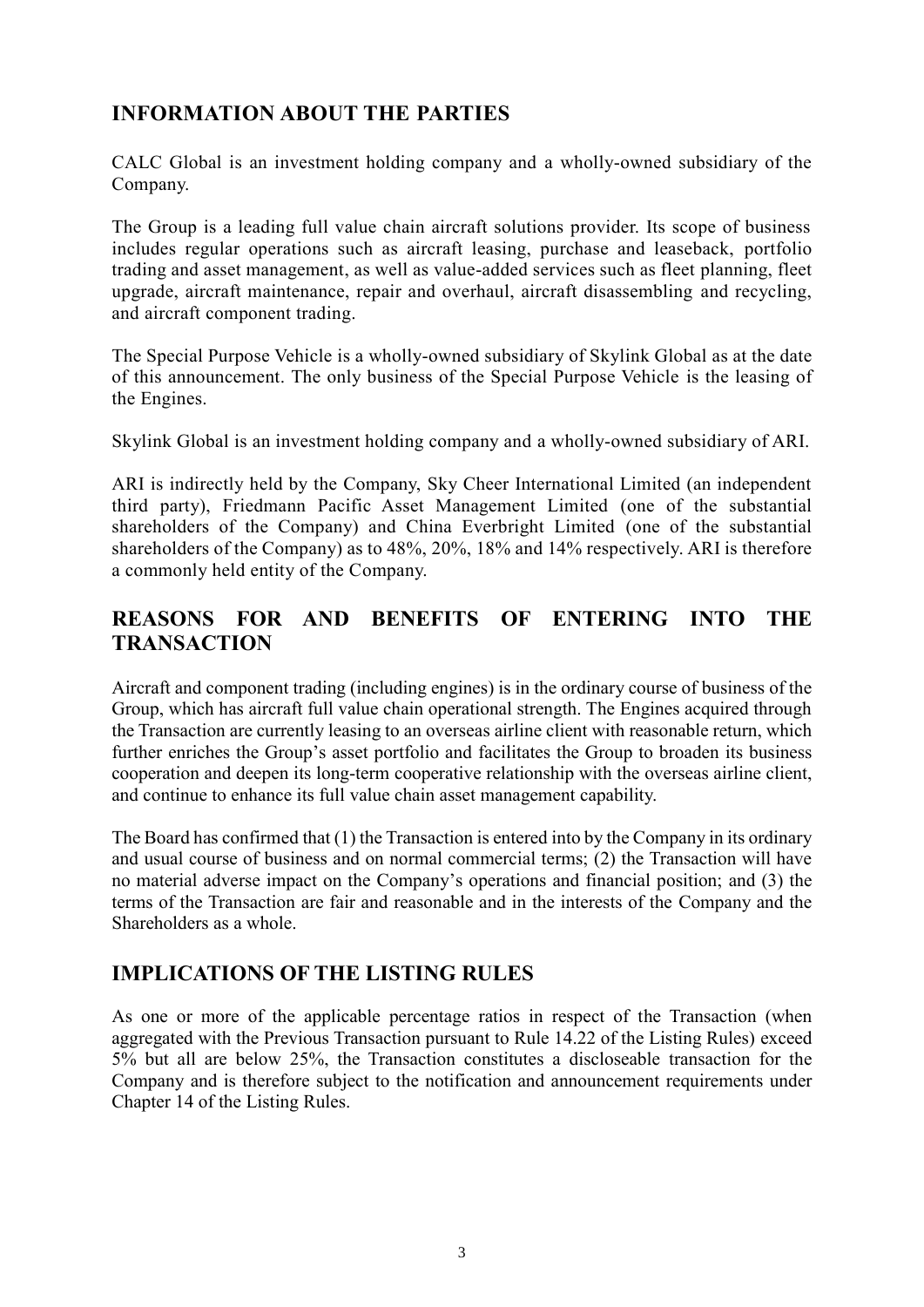## INFORMATION ABOUT THE PARTIES

CALC Global is an investment holding company and a wholly-owned subsidiary of the Company.

The Group is a leading full value chain aircraft solutions provider. Its scope of business includes regular operations such as aircraft leasing, purchase and leaseback, portfolio trading and asset management, as well as value-added services such as fleet planning, fleet upgrade, aircraft maintenance, repair and overhaul, aircraft disassembling and recycling, and aircraft component trading.

The Special Purpose Vehicle is a wholly-owned subsidiary of Skylink Global as at the date of this announcement. The only business of the Special Purpose Vehicle is the leasing of the Engines.

Skylink Global is an investment holding company and a wholly-owned subsidiary of ARI.

ARI is indirectly held by the Company, Sky Cheer International Limited (an independent third party), Friedmann Pacific Asset Management Limited (one of the substantial shareholders of the Company) and China Everbright Limited (one of the substantial shareholders of the Company) as to 48%, 20%, 18% and 14% respectively. ARI is therefore a commonly held entity of the Company.

## REASONS FOR AND BENEFITS OF ENTERING INTO THE TRANSACTION

Aircraft and component trading (including engines) is in the ordinary course of business of the Group, which has aircraft full value chain operational strength. The Engines acquired through the Transaction are currently leasing to an overseas airline client with reasonable return, which further enriches the Group's asset portfolio and facilitates the Group to broaden its business cooperation and deepen its long-term cooperative relationship with the overseas airline client, and continue to enhance its full value chain asset management capability.

The Board has confirmed that (1) the Transaction is entered into by the Company in its ordinary and usual course of business and on normal commercial terms; (2) the Transaction will have no material adverse impact on the Company's operations and financial position; and (3) the terms of the Transaction are fair and reasonable and in the interests of the Company and the Shareholders as a whole.

## IMPLICATIONS OF THE LISTING RULES

As one or more of the applicable percentage ratios in respect of the Transaction (when aggregated with the Previous Transaction pursuant to Rule 14.22 of the Listing Rules) exceed 5% but all are below 25%, the Transaction constitutes a discloseable transaction for the Company and is therefore subject to the notification and announcement requirements under Chapter 14 of the Listing Rules.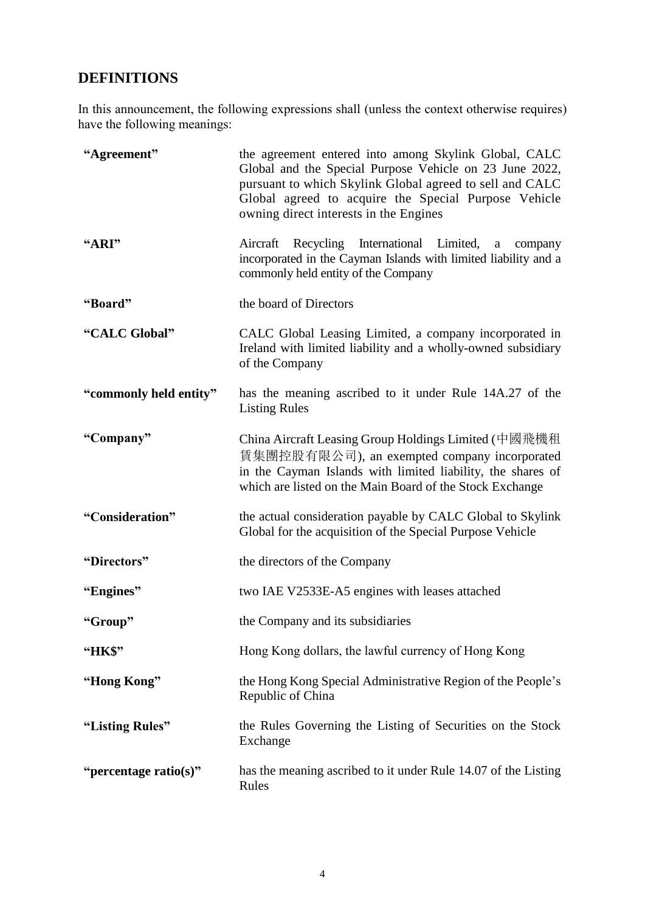## DEFINITIONS

In this announcement, the following expressions shall (unless the context otherwise requires) have the following meanings:

| | |
|---|---|
| **"Agreement"** | the agreement entered into among Skylink Global, CALC Global and the Special Purpose Vehicle on 23 June 2022, pursuant to which Skylink Global agreed to sell and CALC Global agreed to acquire the Special Purpose Vehicle owning direct interests in the Engines |
| **"ARI"** | Aircraft Recycling International Limited, a company incorporated in the Cayman Islands with limited liability and a commonly held entity of the Company |
| **"Board"** | the board of Directors |
| **"CALC Global"** | CALC Global Leasing Limited, a company incorporated in Ireland with limited liability and a wholly-owned subsidiary of the Company |
| **"commonly held entity"** | has the meaning ascribed to it under Rule 14A.27 of the Listing Rules |
| **"Company"** | China Aircraft Leasing Group Holdings Limited (中國飛機租賃集團控股有限公司), an exempted company incorporated in the Cayman Islands with limited liability, the shares of which are listed on the Main Board of the Stock Exchange |
| **"Consideration"** | the actual consideration payable by CALC Global to Skylink Global for the acquisition of the Special Purpose Vehicle |
| **"Directors"** | the directors of the Company |
| **"Engines"** | two IAE V2533E-A5 engines with leases attached |
| **"Group"** | the Company and its subsidiaries |
| **"HK$"** | Hong Kong dollars, the lawful currency of Hong Kong |
| **"Hong Kong"** | the Hong Kong Special Administrative Region of the People's Republic of China |
| **"Listing Rules"** | the Rules Governing the Listing of Securities on the Stock Exchange |
| **"percentage ratio(s)"** | has the meaning ascribed to it under Rule 14.07 of the Listing Rules |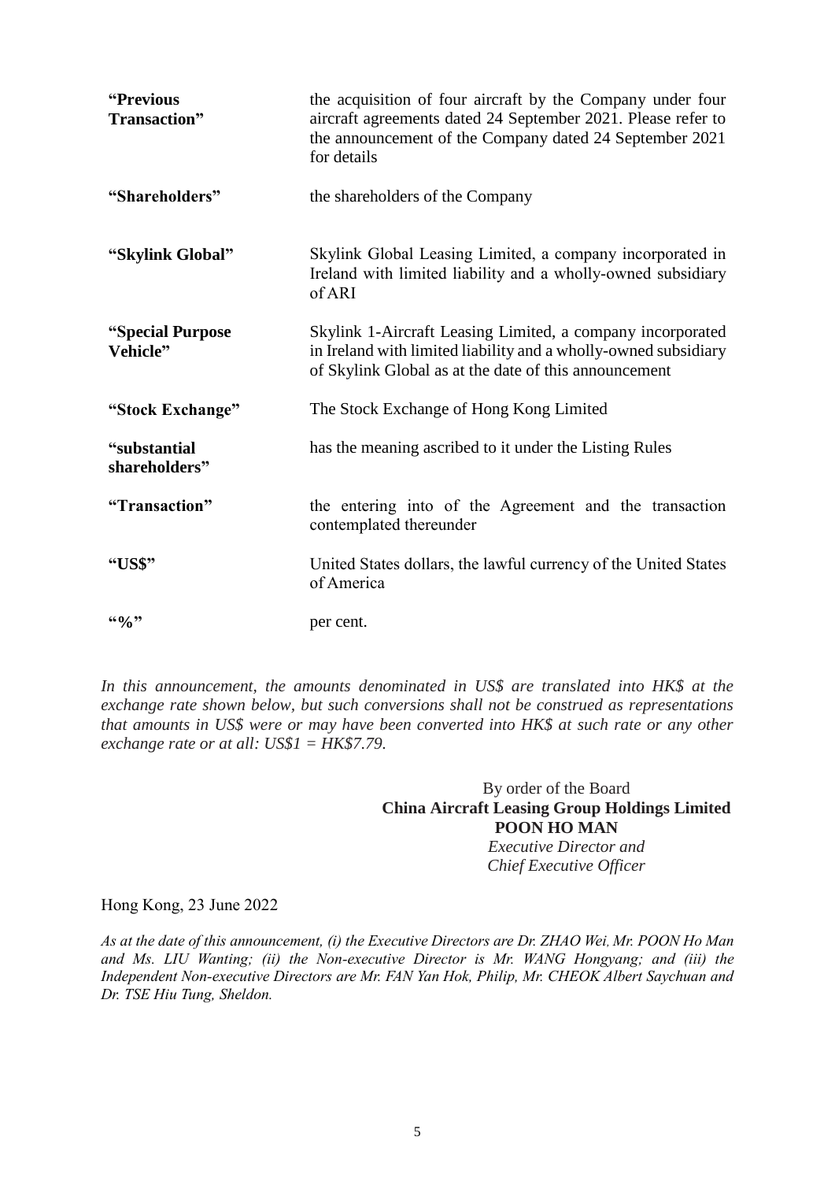| | |
|---|---|
| **"Previous Transaction"** | the acquisition of four aircraft by the Company under four aircraft agreements dated 24 September 2021. Please refer to the announcement of the Company dated 24 September 2021 for details |
| **"Shareholders"** | the shareholders of the Company |
| **"Skylink Global"** | Skylink Global Leasing Limited, a company incorporated in Ireland with limited liability and a wholly-owned subsidiary of ARI |
| **"Special Purpose Vehicle"** | Skylink 1-Aircraft Leasing Limited, a company incorporated in Ireland with limited liability and a wholly-owned subsidiary of Skylink Global as at the date of this announcement |
| **"Stock Exchange"** | The Stock Exchange of Hong Kong Limited |
| **"substantial shareholders"** | has the meaning ascribed to it under the Listing Rules |
| **"Transaction"** | the entering into of the Agreement and the transaction contemplated thereunder |
| **"US$"** | United States dollars, the lawful currency of the United States of America |
| **"%"** | per cent. |

*In this announcement, the amounts denominated in US$ are translated into HK$ at the exchange rate shown below, but such conversions shall not be construed as representations that amounts in US$ were or may have been converted into HK$ at such rate or any other exchange rate or at all: US$1 = HK$7.79.*

By order of the Board
**China Aircraft Leasing Group Holdings Limited**
**POON HO MAN**
*Executive Director and*
*Chief Executive Officer*

Hong Kong, 23 June 2022

*As at the date of this announcement, (i) the Executive Directors are Dr. ZHAO Wei, Mr. POON Ho Man and Ms. LIU Wanting; (ii) the Non-executive Director is Mr. WANG Hongyang; and (iii) the Independent Non-executive Directors are Mr. FAN Yan Hok, Philip, Mr. CHEOK Albert Saychuan and Dr. TSE Hiu Tung, Sheldon.*